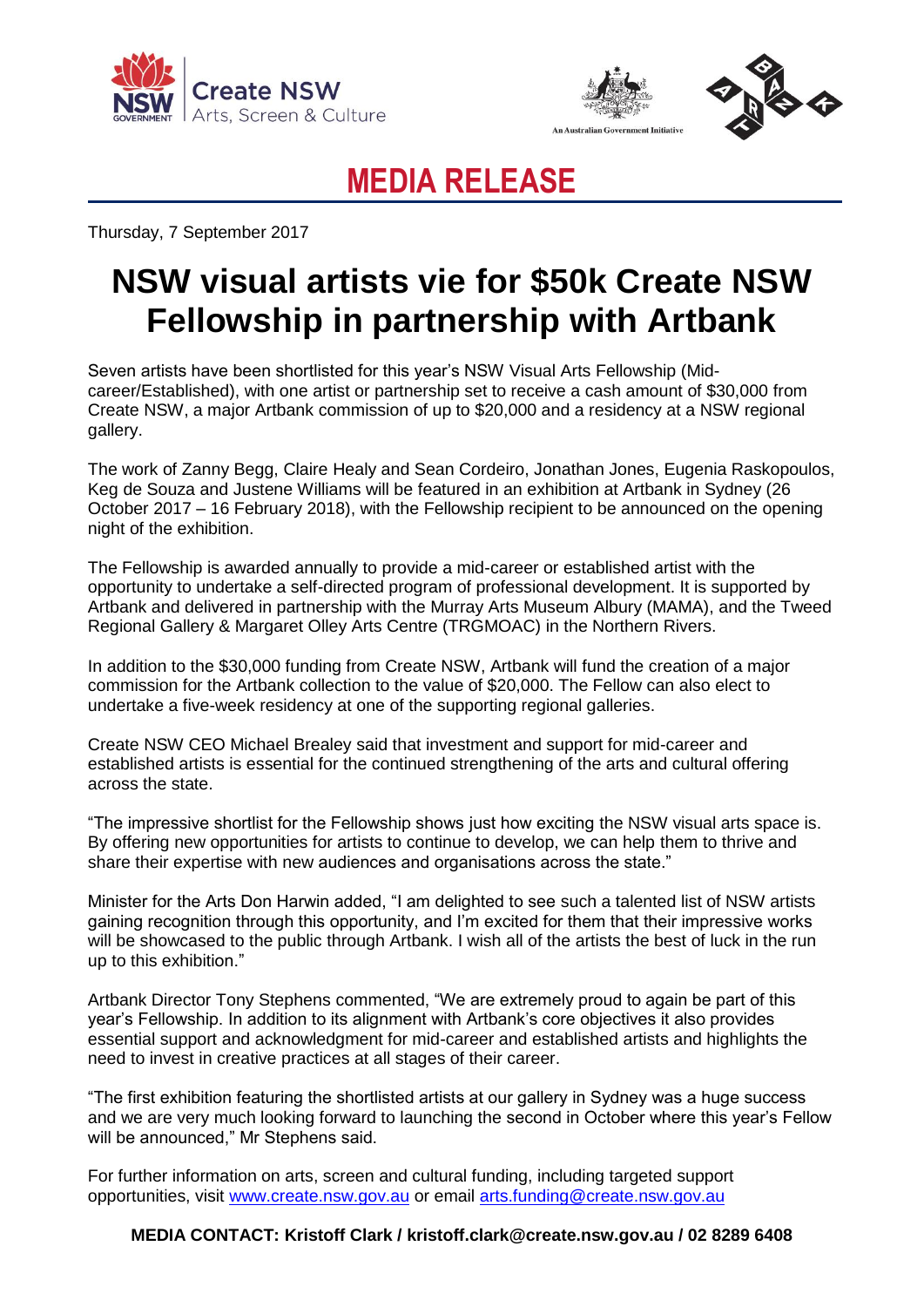# MEDIA RELEASE

Thursday, 7 September 2017

# NSW visual artists vie for $50k Create NSW Fellowship in partnership with Artbank

Seven artists have been shortlisted for this year's NSW Visual Arts Fellowship (Mid-career/Established), with one artist or partnership set to receive a cash amount of $30,000 from Create NSW, a major Artbank commission of up to $20,000 and a residency at a NSW regional gallery.

The work of Zanny Begg, Claire Healy and Sean Cordeiro, Jonathan Jones, Eugenia Raskopoulos, Keg de Souza and Justene Williams will be featured in an exhibition at Artbank in Sydney (26 October 2017 – 16 February 2018), with the Fellowship recipient to be announced on the opening night of the exhibition.

The Fellowship is awarded annually to provide a mid-career or established artist with the opportunity to undertake a self-directed program of professional development. It is supported by Artbank and delivered in partnership with the Murray Arts Museum Albury (MAMA), and the Tweed Regional Gallery & Margaret Olley Arts Centre (TRGMOAC) in the Northern Rivers.

In addition to the $30,000 funding from Create NSW, Artbank will fund the creation of a major commission for the Artbank collection to the value of $20,000. The Fellow can also elect to undertake a five-week residency at one of the supporting regional galleries.

Create NSW CEO Michael Brealey said that investment and support for mid-career and established artists is essential for the continued strengthening of the arts and cultural offering across the state.

"The impressive shortlist for the Fellowship shows just how exciting the NSW visual arts space is. By offering new opportunities for artists to continue to develop, we can help them to thrive and share their expertise with new audiences and organisations across the state."

Minister for the Arts Don Harwin added, "I am delighted to see such a talented list of NSW artists gaining recognition through this opportunity, and I'm excited for them that their impressive works will be showcased to the public through Artbank. I wish all of the artists the best of luck in the run up to this exhibition."

Artbank Director Tony Stephens commented, "We are extremely proud to again be part of this year's Fellowship. In addition to its alignment with Artbank's core objectives it also provides essential support and acknowledgment for mid-career and established artists and highlights the need to invest in creative practices at all stages of their career.

"The first exhibition featuring the shortlisted artists at our gallery in Sydney was a huge success and we are very much looking forward to launching the second in October where this year's Fellow will be announced," Mr Stephens said.

For further information on arts, screen and cultural funding, including targeted support opportunities, visit [www.create.nsw.gov.au](http://www.create.nsw.gov.au) or email [arts.funding@create.nsw.gov.au](mailto:arts.funding@create.nsw.gov.au)

**MEDIA CONTACT: Kristoff Clark / kristoff.clark@create.nsw.gov.au / 02 8289 6408**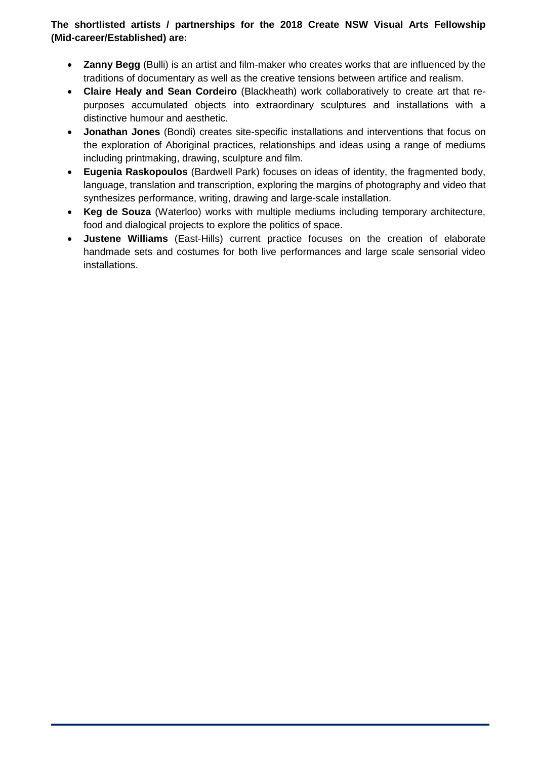**The shortlisted artists / partnerships for the 2018 Create NSW Visual Arts Fellowship (Mid-career/Established) are:**

- **Zanny Begg** (Bulli) is an artist and film-maker who creates works that are influenced by the traditions of documentary as well as the creative tensions between artifice and realism.
- **Claire Healy and Sean Cordeiro** (Blackheath) work collaboratively to create art that re-purposes accumulated objects into extraordinary sculptures and installations with a distinctive humour and aesthetic.
- **Jonathan Jones** (Bondi) creates site-specific installations and interventions that focus on the exploration of Aboriginal practices, relationships and ideas using a range of mediums including printmaking, drawing, sculpture and film.
- **Eugenia Raskopoulos** (Bardwell Park) focuses on ideas of identity, the fragmented body, language, translation and transcription, exploring the margins of photography and video that synthesizes performance, writing, drawing and large-scale installation.
- **Keg de Souza** (Waterloo) works with multiple mediums including temporary architecture, food and dialogical projects to explore the politics of space.
- **Justene Williams** (East-Hills) current practice focuses on the creation of elaborate handmade sets and costumes for both live performances and large scale sensorial video installations.